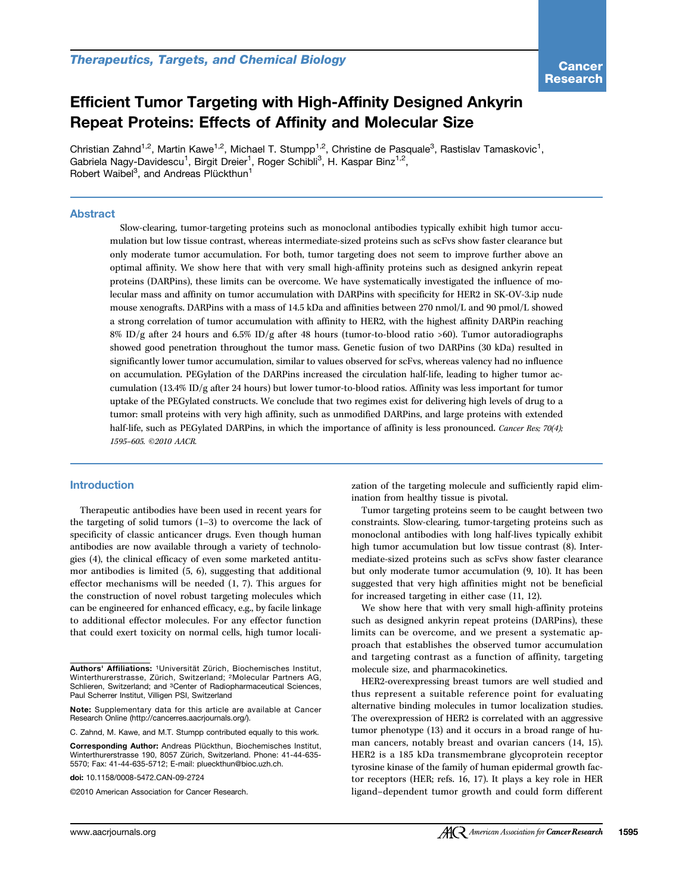Therapeutics, Targets, and Chemical Biology

# Efficient Tumor Targeting with High-Affinity Designed Ankyrin Repeat Proteins: Effects of Affinity and Molecular Size

Christian Zahnd[1,2], Martin Kawe[1,2], Michael T. Stumpp[1,2], Christine de Pasquale[3], Rastislav Tamaskovic[1], Gabriela Nagy-Davidescu[1], Birgit Dreier[1], Roger Schibli[3], H. Kaspar Binz[1,2], Robert Waibel[3], and Andreas Plückthun[1]

## Abstract

Slow-clearing, tumor-targeting proteins such as monoclonal antibodies typically exhibit high tumor accumulation but low tissue contrast, whereas intermediate-sized proteins such as scFvs show faster clearance but only moderate tumor accumulation. For both, tumor targeting does not seem to improve further above an optimal affinity. We show here that with very small high-affinity proteins such as designed ankyrin repeat proteins (DARPins), these limits can be overcome. We have systematically investigated the influence of molecular mass and affinity on tumor accumulation with DARPins with specificity for HER2 in SK-OV-3.ip nude mouse xenografts. DARPins with a mass of 14.5 kDa and affinities between 270 nmol/L and 90 pmol/L showed a strong correlation of tumor accumulation with affinity to HER2, with the highest affinity DARPin reaching 8% ID/g after 24 hours and 6.5% ID/g after 48 hours (tumor-to-blood ratio >60). Tumor autoradiographs showed good penetration throughout the tumor mass. Genetic fusion of two DARPins (30 kDa) resulted in significantly lower tumor accumulation, similar to values observed for scFvs, whereas valency had no influence on accumulation. PEGylation of the DARPins increased the circulation half-life, leading to higher tumor accumulation (13.4% ID/g after 24 hours) but lower tumor-to-blood ratios. Affinity was less important for tumor uptake of the PEGylated constructs. We conclude that two regimes exist for delivering high levels of drug to a tumor: small proteins with very high affinity, such as unmodified DARPins, and large proteins with extended half-life, such as PEGylated DARPins, in which the importance of affinity is less pronounced. *Cancer Res; 70(4); 1595–605. ©2010 AACR.*

## Introduction

Therapeutic antibodies have been used in recent years for the targeting of solid tumors (1–3) to overcome the lack of specificity of classic anticancer drugs. Even though human antibodies are now available through a variety of technologies (4), the clinical efficacy of even some marketed antitumor antibodies is limited (5, 6), suggesting that additional effector mechanisms will be needed (1, 7). This argues for the construction of novel robust targeting molecules which can be engineered for enhanced efficacy, e.g., by facile linkage to additional effector molecules. For any effector function that could exert toxicity on normal cells, high tumor localization of the targeting molecule and sufficiently rapid elimination from healthy tissue is pivotal.

Tumor targeting proteins seem to be caught between two constraints. Slow-clearing, tumor-targeting proteins such as monoclonal antibodies with long half-lives typically exhibit high tumor accumulation but low tissue contrast (8). Intermediate-sized proteins such as scFvs show faster clearance but only moderate tumor accumulation (9, 10). It has been suggested that very high affinities might not be beneficial for increased targeting in either case (11, 12).

We show here that with very small high-affinity proteins such as designed ankyrin repeat proteins (DARPins), these limits can be overcome, and we present a systematic approach that establishes the observed tumor accumulation and targeting contrast as a function of affinity, targeting molecule size, and pharmacokinetics.

HER2-overexpressing breast tumors are well studied and thus represent a suitable reference point for evaluating alternative binding molecules in tumor localization studies. The overexpression of HER2 is correlated with an aggressive tumor phenotype (13) and it occurs in a broad range of human cancers, notably breast and ovarian cancers (14, 15). HER2 is a 185 kDa transmembrane glycoprotein receptor tyrosine kinase of the family of human epidermal growth factor receptors (HER; refs. 16, 17). It plays a key role in HER ligand–dependent tumor growth and could form different

---

**Authors' Affiliations:** [1]Universität Zürich, Biochemisches Institut, Winterthurerstrasse, Zürich, Switzerland; [2]Molecular Partners AG, Schlieren, Switzerland; and [3]Center of Radiopharmaceutical Sciences, Paul Scherrer Institut, Villigen PSI, Switzerland

**Note:** Supplementary data for this article are available at Cancer Research Online (http://cancerres.aacrjournals.org/).

C. Zahnd, M. Kawe, and M.T. Stumpp contributed equally to this work.

**Corresponding Author:** Andreas Plückthun, Biochemisches Institut, Winterthurerstrasse 190, 8057 Zürich, Switzerland. Phone: 41-44-635-5570; Fax: 41-44-635-5712; E-mail: plueckthun@bioc.uzh.ch.

doi: 10.1158/0008-5472.CAN-09-2724

©2010 American Association for Cancer Research.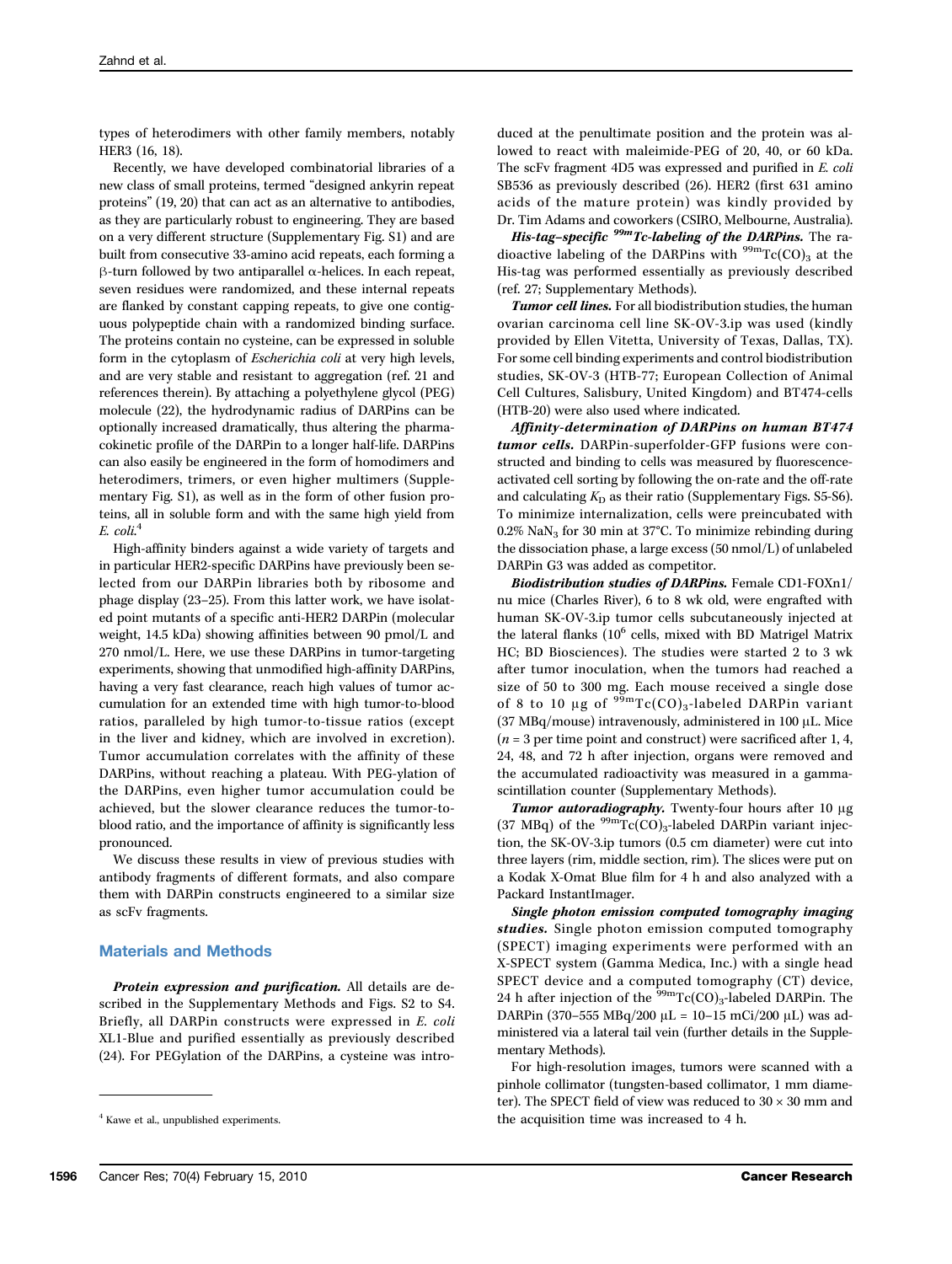types of heterodimers with other family members, notably HER3 (16, 18).

Recently, we have developed combinatorial libraries of a new class of small proteins, termed "designed ankyrin repeat proteins" (19, 20) that can act as an alternative to antibodies, as they are particularly robust to engineering. They are based on a very different structure (Supplementary Fig. S1) and are built from consecutive 33-amino acid repeats, each forming a β-turn followed by two antiparallel α-helices. In each repeat, seven residues were randomized, and these internal repeats are flanked by constant capping repeats, to give one contiguous polypeptide chain with a randomized binding surface. The proteins contain no cysteine, can be expressed in soluble form in the cytoplasm of *Escherichia coli* at very high levels, and are very stable and resistant to aggregation (ref. 21 and references therein). By attaching a polyethylene glycol (PEG) molecule (22), the hydrodynamic radius of DARPins can be optionally increased dramatically, thus altering the pharmacokinetic profile of the DARPin to a longer half-life. DARPins can also easily be engineered in the form of homodimers and heterodimers, trimers, or even higher multimers (Supplementary Fig. S1), as well as in the form of other fusion proteins, all in soluble form and with the same high yield from *E. coli*.[4]

High-affinity binders against a wide variety of targets and in particular HER2-specific DARPins have previously been selected from our DARPin libraries both by ribosome and phage display (23–25). From this latter work, we have isolated point mutants of a specific anti-HER2 DARPin (molecular weight, 14.5 kDa) showing affinities between 90 pmol/L and 270 nmol/L. Here, we use these DARPins in tumor-targeting experiments, showing that unmodified high-affinity DARPins, having a very fast clearance, reach high values of tumor accumulation for an extended time with high tumor-to-blood ratios, paralleled by high tumor-to-tissue ratios (except in the liver and kidney, which are involved in excretion). Tumor accumulation correlates with the affinity of these DARPins, without reaching a plateau. With PEG-ylation of the DARPins, even higher tumor accumulation could be achieved, but the slower clearance reduces the tumor-to-blood ratio, and the importance of affinity is significantly less pronounced.

We discuss these results in view of previous studies with antibody fragments of different formats, and also compare them with DARPin constructs engineered to a similar size as scFv fragments.

## Materials and Methods

***Protein expression and purification.*** All details are described in the Supplementary Methods and Figs. S2 to S4. Briefly, all DARPin constructs were expressed in *E. coli* XL1-Blue and purified essentially as previously described (24). For PEGylation of the DARPins, a cysteine was introduced at the penultimate position and the protein was allowed to react with maleimide-PEG of 20, 40, or 60 kDa. The scFv fragment 4D5 was expressed and purified in *E. coli* SB536 as previously described (26). HER2 (first 631 amino acids of the mature protein) was kindly provided by Dr. Tim Adams and coworkers (CSIRO, Melbourne, Australia).

***His-tag–specific $^{99m}$Tc-labeling of the DARPins.*** The radioactive labeling of the DARPins with $^{99m}Tc(CO)_3$ at the His-tag was performed essentially as previously described (ref. 27; Supplementary Methods).

***Tumor cell lines.*** For all biodistribution studies, the human ovarian carcinoma cell line SK-OV-3.ip was used (kindly provided by Ellen Vitetta, University of Texas, Dallas, TX). For some cell binding experiments and control biodistribution studies, SK-OV-3 (HTB-77; European Collection of Animal Cell Cultures, Salisbury, United Kingdom) and BT474-cells (HTB-20) were also used where indicated.

***Affinity-determination of DARPins on human BT474 tumor cells.*** DARPin-superfolder-GFP fusions were constructed and binding to cells was measured by fluorescence-activated cell sorting by following the on-rate and the off-rate and calculating $K_D$ as their ratio (Supplementary Figs. S5-S6). To minimize internalization, cells were preincubated with 0.2% $NaN_3$ for 30 min at 37°C. To minimize rebinding during the dissociation phase, a large excess (50 nmol/L) of unlabeled DARPin G3 was added as competitor.

***Biodistribution studies of DARPins.*** Female CD1-FOXn1/nu mice (Charles River), 6 to 8 wk old, were engrafted with human SK-OV-3.ip tumor cells subcutaneously injected at the lateral flanks ($10^6$ cells, mixed with BD Matrigel Matrix HC; BD Biosciences). The studies were started 2 to 3 wk after tumor inoculation, when the tumors had reached a size of 50 to 300 mg. Each mouse received a single dose of 8 to 10 μg of $^{99m}Tc(CO)_3$-labeled DARPin variant (37 MBq/mouse) intravenously, administered in 100 μL. Mice ($n = 3$ per time point and construct) were sacrificed after 1, 4, 24, 48, and 72 h after injection, organs were removed and the accumulated radioactivity was measured in a gamma-scintillation counter (Supplementary Methods).

***Tumor autoradiography.*** Twenty-four hours after 10 μg (37 MBq) of the $^{99m}Tc(CO)_3$-labeled DARPin variant injection, the SK-OV-3.ip tumors (0.5 cm diameter) were cut into three layers (rim, middle section, rim). The slices were put on a Kodak X-Omat Blue film for 4 h and also analyzed with a Packard InstantImager.

***Single photon emission computed tomography imaging studies.*** Single photon emission computed tomography (SPECT) imaging experiments were performed with an X-SPECT system (Gamma Medica, Inc.) with a single head SPECT device and a computed tomography (CT) device, 24 h after injection of the $^{99m}Tc(CO)_3$-labeled DARPin. The DARPin (370–555 MBq/200 μL = 10–15 mCi/200 μL) was administered via a lateral tail vein (further details in the Supplementary Methods).

For high-resolution images, tumors were scanned with a pinhole collimator (tungsten-based collimator, 1 mm diameter). The SPECT field of view was reduced to 30 × 30 mm and the acquisition time was increased to 4 h.

[4] Kawe et al., unpublished experiments.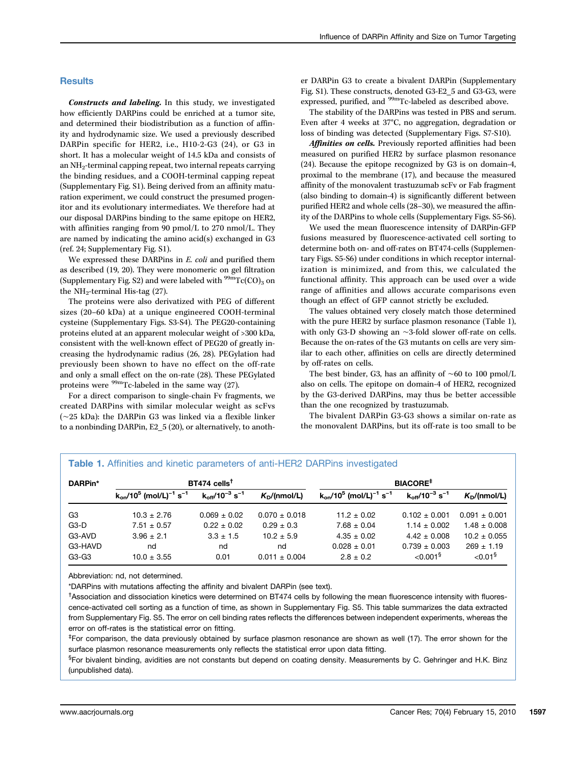## Results

***Constructs and labeling.*** In this study, we investigated how efficiently DARPins could be enriched at a tumor site, and determined their biodistribution as a function of affinity and hydrodynamic size. We used a previously described DARPin specific for HER2, i.e., H10-2-G3 (24), or G3 in short. It has a molecular weight of 14.5 kDa and consists of an $NH_2$-terminal capping repeat, two internal repeats carrying the binding residues, and a COOH-terminal capping repeat (Supplementary Fig. S1). Being derived from an affinity maturation experiment, we could construct the presumed progenitor and its evolutionary intermediates. We therefore had at our disposal DARPins binding to the same epitope on HER2, with affinities ranging from 90 pmol/L to 270 nmol/L. They are named by indicating the amino acid(s) exchanged in G3 (ref. 24; Supplementary Fig. S1).

We expressed these DARPins in *E. coli* and purified them as described (19, 20). They were monomeric on gel filtration (Supplementary Fig. S2) and were labeled with $^{99m}Tc(CO)_3$ on the $NH_2$-terminal His-tag (27).

The proteins were also derivatized with PEG of different sizes (20–60 kDa) at a unique engineered COOH-terminal cysteine (Supplementary Figs. S3-S4). The PEG20-containing proteins eluted at an apparent molecular weight of >300 kDa, consistent with the well-known effect of PEG20 of greatly increasing the hydrodynamic radius (26, 28). PEGylation had previously been shown to have no effect on the off-rate and only a small effect on the on-rate (28). These PEGylated proteins were $^{99m}Tc$-labeled in the same way (27).

For a direct comparison to single-chain Fv fragments, we created DARPins with similar molecular weight as scFvs (~25 kDa): the DARPin G3 was linked via a flexible linker to a nonbinding DARPin, E2_5 (20), or alternatively, to another DARPin G3 to create a bivalent DARPin (Supplementary Fig. S1). These constructs, denoted G3-E2_5 and G3-G3, were expressed, purified, and $^{99m}Tc$-labeled as described above.

The stability of the DARPins was tested in PBS and serum. Even after 4 weeks at 37°C, no aggregation, degradation or loss of binding was detected (Supplementary Figs. S7-S10).

***Affinities on cells.*** Previously reported affinities had been measured on purified HER2 by surface plasmon resonance (24). Because the epitope recognized by G3 is on domain-4, proximal to the membrane (17), and because the measured affinity of the monovalent trastuzumab scFv or Fab fragment (also binding to domain-4) is significantly different between purified HER2 and whole cells (28–30), we measured the affinity of the DARPins to whole cells (Supplementary Figs. S5-S6).

We used the mean fluorescence intensity of DARPin-GFP fusions measured by fluorescence-activated cell sorting to determine both on- and off-rates on BT474-cells (Supplementary Figs. S5-S6) under conditions in which receptor internalization is minimized, and from this, we calculated the functional affinity. This approach can be used over a wide range of affinities and allows accurate comparisons even though an effect of GFP cannot strictly be excluded.

The values obtained very closely match those determined with the pure HER2 by surface plasmon resonance (Table 1), with only G3-D showing an ~3-fold slower off-rate on cells. Because the on-rates of the G3 mutants on cells are very similar to each other, affinities on cells are directly determined by off-rates on cells.

The best binder, G3, has an affinity of ~60 to 100 pmol/L also on cells. The epitope on domain-4 of HER2, recognized by the G3-derived DARPins, may thus be better accessible than the one recognized by trastuzumab.

The bivalent DARPin G3-G3 shows a similar on-rate as the monovalent DARPins, but its off-rate is too small to be

**Table 1.** Affinities and kinetic parameters of anti-HER2 DARPins investigated

| DARPin* | BT474 cells[†] | | | BIACORE[‡] | | |
|---|---|---|---|---|---|---|
| | $k_{on}/10^5$ (mol/L)$^{-1}$ s$^{-1}$ | $k_{off}/10^{-3}$ s$^{-1}$ | $K_D$/(nmol/L) | $k_{on}/10^5$ (mol/L)$^{-1}$ s$^{-1}$ | $k_{off}/10^{-3}$ s$^{-1}$ | $K_D$/(nmol/L) |
| G3 | 10.3 ± 2.76 | 0.069 ± 0.02 | 0.070 ± 0.018 | 11.2 ± 0.02 | 0.102 ± 0.001 | 0.091 ± 0.001 |
| G3-D | 7.51 ± 0.57 | 0.22 ± 0.02 | 0.29 ± 0.3 | 7.68 ± 0.04 | 1.14 ± 0.002 | 1.48 ± 0.008 |
| G3-AVD | 3.96 ± 2.1 | 3.3 ± 1.5 | 10.2 ± 5.9 | 4.35 ± 0.02 | 4.42 ± 0.008 | 10.2 ± 0.055 |
| G3-HAVD | nd | nd | nd | 0.028 ± 0.01 | 0.739 ± 0.003 | 269 ± 1.19 |
| G3-G3 | 10.0 ± 3.55 | 0.01 | 0.011 ± 0.004 | 2.8 ± 0.2 | <0.001[§] | <0.01[§] |

Abbreviation: nd, not determined.

*DARPins with mutations affecting the affinity and bivalent DARPin (see text).

[†]Association and dissociation kinetics were determined on BT474 cells by following the mean fluorescence intensity with fluorescence-activated cell sorting as a function of time, as shown in Supplementary Fig. S5. This table summarizes the data extracted from Supplementary Fig. S5. The error on cell binding rates reflects the differences between independent experiments, whereas the error on off-rates is the statistical error on fitting.

[‡]For comparison, the data previously obtained by surface plasmon resonance are shown as well (17). The error shown for the surface plasmon resonance measurements only reflects the statistical error upon data fitting.

[§]For bivalent binding, avidities are not constants but depend on coating density. Measurements by C. Gehringer and H.K. Binz (unpublished data).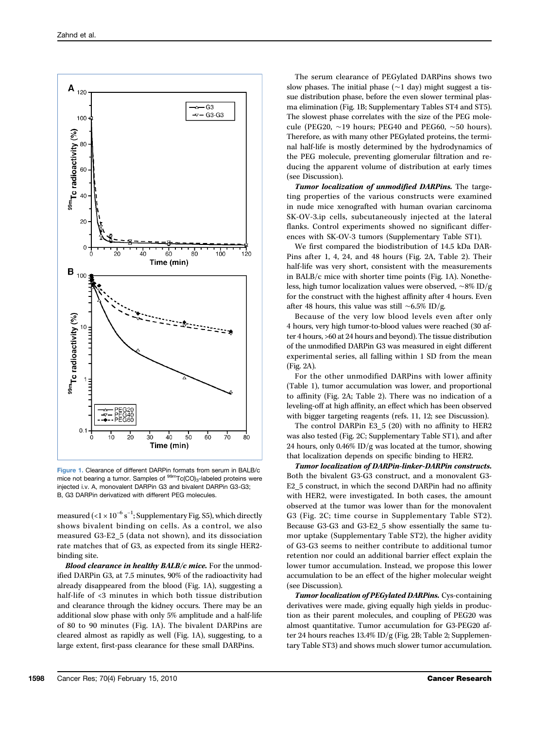Figure 1. Clearance of different DARPin formats from serum in BALB/c mice not bearing a tumor. Samples of $^{99m}Tc(CO)_3$-labeled proteins were injected i.v. A, monovalent DARPin G3 and bivalent DARPin G3-G3; B, G3 DARPin derivatized with different PEG molecules.

measured ($<1 \times 10^{-6}$ s$^{-1}$; Supplementary Fig. S5), which directly shows bivalent binding on cells. As a control, we also measured G3-E2_5 (data not shown), and its dissociation rate matches that of G3, as expected from its single HER2-binding site.

***Blood clearance in healthy BALB/c mice.*** For the unmodified DARPin G3, at 7.5 minutes, 90% of the radioactivity had already disappeared from the blood (Fig. 1A), suggesting a half-life of <3 minutes in which both tissue distribution and clearance through the kidney occurs. There may be an additional slow phase with only 5% amplitude and a half-life of 80 to 90 minutes (Fig. 1A). The bivalent DARPins are cleared almost as rapidly as well (Fig. 1A), suggesting, to a large extent, first-pass clearance for these small DARPins.

The serum clearance of PEGylated DARPins shows two slow phases. The initial phase (~1 day) might suggest a tissue distribution phase, before the even slower terminal plasma elimination (Fig. 1B; Supplementary Tables ST4 and ST5). The slowest phase correlates with the size of the PEG molecule (PEG20, ~19 hours; PEG40 and PEG60, ~50 hours). Therefore, as with many other PEGylated proteins, the terminal half-life is mostly determined by the hydrodynamics of the PEG molecule, preventing glomerular filtration and reducing the apparent volume of distribution at early times (see Discussion).

***Tumor localization of unmodified DARPins.*** The targeting properties of the various constructs were examined in nude mice xenografted with human ovarian carcinoma SK-OV-3.ip cells, subcutaneously injected at the lateral flanks. Control experiments showed no significant differences with SK-OV-3 tumors (Supplementary Table ST1).

We first compared the biodistribution of 14.5 kDa DARPins after 1, 4, 24, and 48 hours (Fig. 2A, Table 2). Their half-life was very short, consistent with the measurements in BALB/c mice with shorter time points (Fig. 1A). Nonetheless, high tumor localization values were observed, ~8% ID/g for the construct with the highest affinity after 4 hours. Even after 48 hours, this value was still ~6.5% ID/g.

Because of the very low blood levels even after only 4 hours, very high tumor-to-blood values were reached (30 after 4 hours, >60 at 24 hours and beyond). The tissue distribution of the unmodified DARPin G3 was measured in eight different experimental series, all falling within 1 SD from the mean (Fig. 2A).

For the other unmodified DARPins with lower affinity (Table 1), tumor accumulation was lower, and proportional to affinity (Fig. 2A; Table 2). There was no indication of a leveling-off at high affinity, an effect which has been observed with bigger targeting reagents (refs. 11, 12; see Discussion).

The control DARPin E3_5 (20) with no affinity to HER2 was also tested (Fig. 2C; Supplementary Table ST1), and after 24 hours, only 0.46% ID/g was located at the tumor, showing that localization depends on specific binding to HER2.

***Tumor localization of DARPin-linker-DARPin constructs.*** Both the bivalent G3-G3 construct, and a monovalent G3-E2_5 construct, in which the second DARPin had no affinity with HER2, were investigated. In both cases, the amount observed at the tumor was lower than for the monovalent G3 (Fig. 2C; time course in Supplementary Table ST2). Because G3-G3 and G3-E2_5 show essentially the same tumor uptake (Supplementary Table ST2), the higher avidity of G3-G3 seems to neither contribute to additional tumor retention nor could an additional barrier effect explain the lower tumor accumulation. Instead, we propose this lower accumulation to be an effect of the higher molecular weight (see Discussion).

***Tumor localization of PEGylated DARPins.*** Cys-containing derivatives were made, giving equally high yields in production as their parent molecules, and coupling of PEG20 was almost quantitative. Tumor accumulation for G3-PEG20 after 24 hours reaches 13.4% ID/g (Fig. 2B; Table 2; Supplementary Table ST3) and shows much slower tumor accumulation.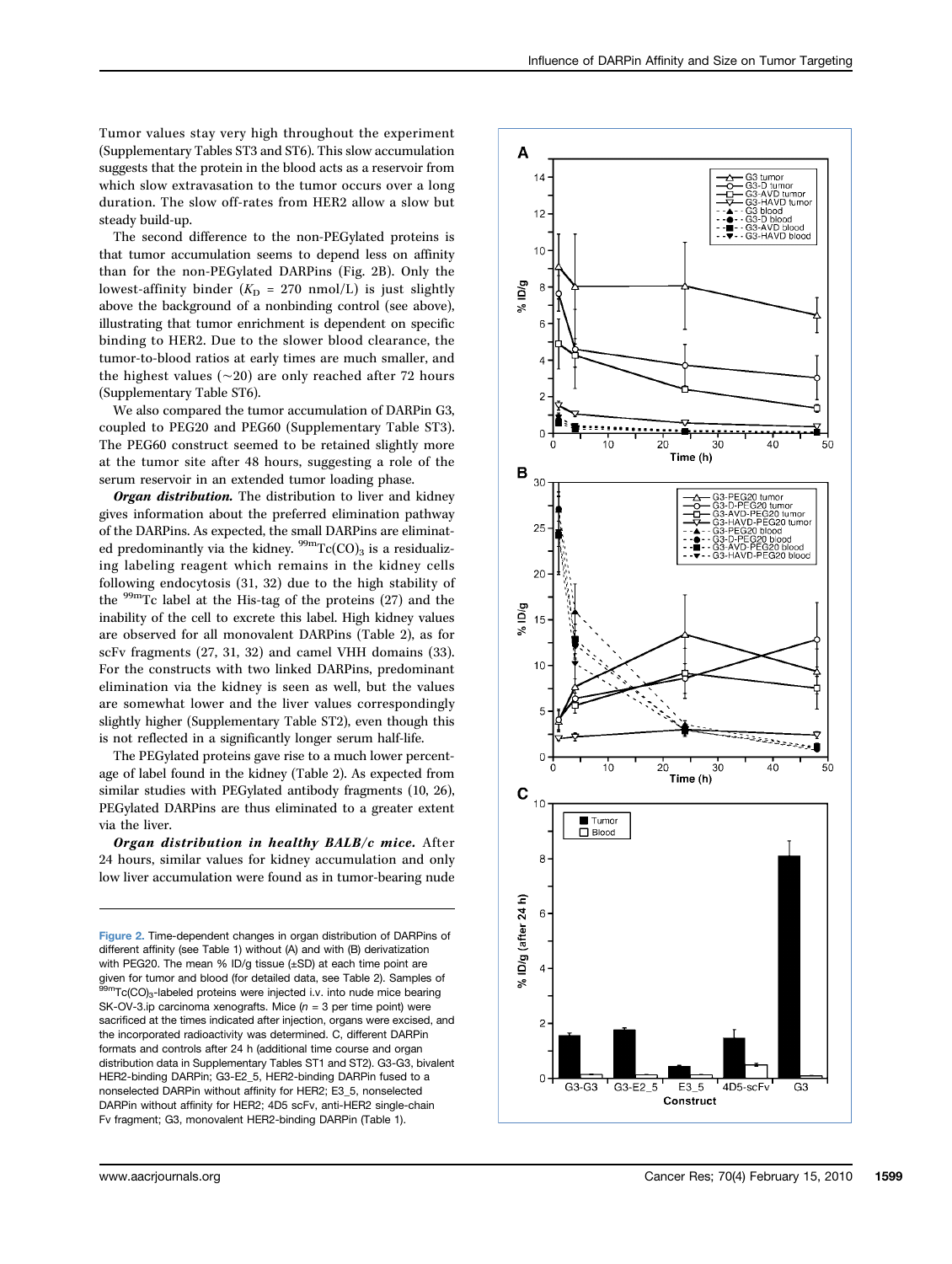Tumor values stay very high throughout the experiment (Supplementary Tables ST3 and ST6). This slow accumulation suggests that the protein in the blood acts as a reservoir from which slow extravasation to the tumor occurs over a long duration. The slow off-rates from HER2 allow a slow but steady build-up.

The second difference to the non-PEGylated proteins is that tumor accumulation seems to depend less on affinity than for the non-PEGylated DARPins (Fig. 2B). Only the lowest-affinity binder ($K_D$ = 270 nmol/L) is just slightly above the background of a nonbinding control (see above), illustrating that tumor enrichment is dependent on specific binding to HER2. Due to the slower blood clearance, the tumor-to-blood ratios at early times are much smaller, and the highest values (~20) are only reached after 72 hours (Supplementary Table ST6).

We also compared the tumor accumulation of DARPin G3, coupled to PEG20 and PEG60 (Supplementary Table ST3). The PEG60 construct seemed to be retained slightly more at the tumor site after 48 hours, suggesting a role of the serum reservoir in an extended tumor loading phase.

***Organ distribution.*** The distribution to liver and kidney gives information about the preferred elimination pathway of the DARPins. As expected, the small DARPins are eliminated predominantly via the kidney. $^{99m}Tc(CO)_3$ is a residualizing labeling reagent which remains in the kidney cells following endocytosis (31, 32) due to the high stability of the $^{99m}Tc$ label at the His-tag of the proteins (27) and the inability of the cell to excrete this label. High kidney values are observed for all monovalent DARPins (Table 2), as for scFv fragments (27, 31, 32) and camel VHH domains (33). For the constructs with two linked DARPins, predominant elimination via the kidney is seen as well, but the values are somewhat lower and the liver values correspondingly slightly higher (Supplementary Table ST2), even though this is not reflected in a significantly longer serum half-life.

The PEGylated proteins gave rise to a much lower percentage of label found in the kidney (Table 2). As expected from similar studies with PEGylated antibody fragments (10, 26), PEGylated DARPins are thus eliminated to a greater extent via the liver.

***Organ distribution in healthy BALB/c mice.*** After 24 hours, similar values for kidney accumulation and only low liver accumulation were found as in tumor-bearing nude

Figure 2. Time-dependent changes in organ distribution of DARPins of different affinity (see Table 1) without (A) and with (B) derivatization with PEG20. The mean % ID/g tissue (±SD) at each time point are given for tumor and blood (for detailed data, see Table 2). Samples of $^{99m}Tc(CO)_3$-labeled proteins were injected i.v. into nude mice bearing SK-OV-3.ip carcinoma xenografts. Mice ($n$ = 3 per time point) were sacrificed at the times indicated after injection, organs were excised, and the incorporated radioactivity was determined. C, different DARPin formats and controls after 24 h (additional time course and organ distribution data in Supplementary Tables ST1 and ST2). G3-G3, bivalent HER2-binding DARPin; G3-E2_5, HER2-binding DARPin fused to a nonselected DARPin without affinity for HER2; E3_5, nonselected DARPin without affinity for HER2; 4D5 scFv, anti-HER2 single-chain Fv fragment; G3, monovalent HER2-binding DARPin (Table 1).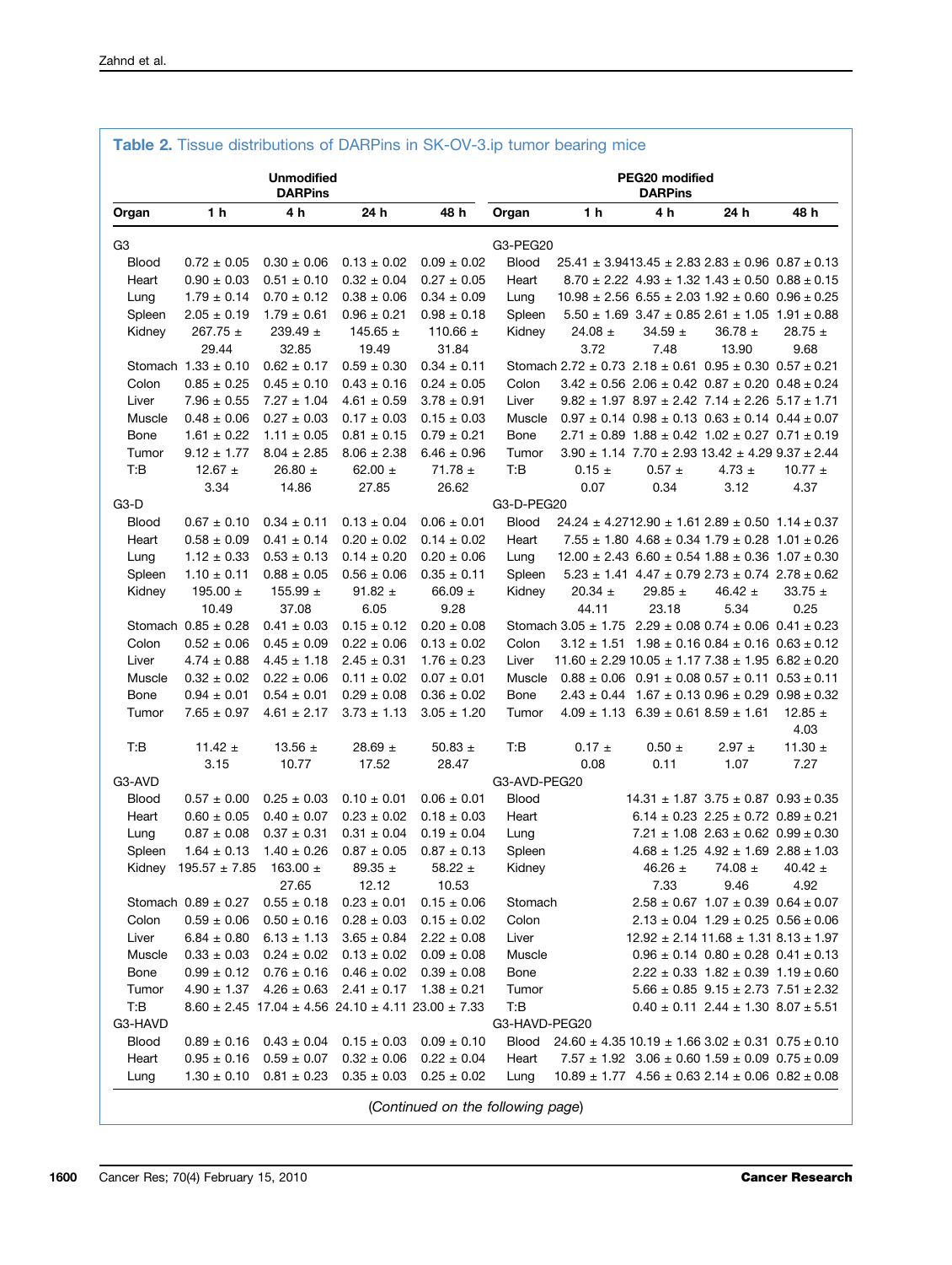**Table 2.** Tissue distributions of DARPins in SK-OV-3.ip tumor bearing mice

| Unmodified DARPins | | | | | PEG20 modified DARPins | | | | |
|---|---|---|---|---|---|---|---|---|---|
| Organ | 1 h | 4 h | 24 h | 48 h | Organ | 1 h | 4 h | 24 h | 48 h |
| G3 | | | | | G3-PEG20 | | | | |
| Blood | 0.72 ± 0.05 | 0.30 ± 0.06 | 0.13 ± 0.02 | 0.09 ± 0.02 | Blood | 25.41 ± 3.94 | 13.45 ± 2.83 | 2.83 ± 0.96 | 0.87 ± 0.13 |
| Heart | 0.90 ± 0.03 | 0.51 ± 0.10 | 0.32 ± 0.04 | 0.27 ± 0.05 | Heart | 8.70 ± 2.22 | 4.93 ± 1.32 | 1.43 ± 0.50 | 0.88 ± 0.15 |
| Lung | 1.79 ± 0.14 | 0.70 ± 0.12 | 0.38 ± 0.06 | 0.34 ± 0.09 | Lung | 10.98 ± 2.56 | 6.55 ± 2.03 | 1.92 ± 0.60 | 0.96 ± 0.25 |
| Spleen | 2.05 ± 0.19 | 1.79 ± 0.61 | 0.96 ± 0.21 | 0.98 ± 0.18 | Spleen | 5.50 ± 1.69 | 3.47 ± 0.85 | 2.61 ± 1.05 | 1.91 ± 0.88 |
| Kidney | 267.75 ± 29.44 | 239.49 ± 32.85 | 145.65 ± 19.49 | 110.66 ± 31.84 | Kidney | 24.08 ± 3.72 | 34.59 ± 7.48 | 36.78 ± 13.90 | 28.75 ± 9.68 |
| Stomach | 1.33 ± 0.10 | 0.62 ± 0.17 | 0.59 ± 0.30 | 0.34 ± 0.11 | Stomach | 2.72 ± 0.73 | 2.18 ± 0.61 | 0.95 ± 0.30 | 0.57 ± 0.21 |
| Colon | 0.85 ± 0.25 | 0.45 ± 0.10 | 0.43 ± 0.16 | 0.24 ± 0.05 | Colon | 3.42 ± 0.56 | 2.06 ± 0.42 | 0.87 ± 0.20 | 0.48 ± 0.24 |
| Liver | 7.96 ± 0.55 | 7.27 ± 1.04 | 4.61 ± 0.59 | 3.78 ± 0.91 | Liver | 9.82 ± 1.97 | 8.97 ± 2.42 | 7.14 ± 2.26 | 5.17 ± 1.71 |
| Muscle | 0.48 ± 0.06 | 0.27 ± 0.03 | 0.17 ± 0.03 | 0.15 ± 0.03 | Muscle | 0.97 ± 0.14 | 0.98 ± 0.13 | 0.63 ± 0.14 | 0.44 ± 0.07 |
| Bone | 1.61 ± 0.22 | 1.11 ± 0.05 | 0.81 ± 0.15 | 0.79 ± 0.21 | Bone | 2.71 ± 0.89 | 1.88 ± 0.42 | 1.02 ± 0.27 | 0.71 ± 0.19 |
| Tumor | 9.12 ± 1.77 | 8.04 ± 2.85 | 8.06 ± 2.38 | 6.46 ± 0.96 | Tumor | 3.90 ± 1.14 | 7.70 ± 2.93 | 13.42 ± 4.29 | 9.37 ± 2.44 |
| T:B | 12.67 ± 3.34 | 26.80 ± 14.86 | 62.00 ± 27.85 | 71.78 ± 26.62 | T:B | 0.15 ± 0.07 | 0.57 ± 0.34 | 4.73 ± 3.12 | 10.77 ± 4.37 |
| G3-D | | | | | G3-D-PEG20 | | | | |
| Blood | 0.67 ± 0.10 | 0.34 ± 0.11 | 0.13 ± 0.04 | 0.06 ± 0.01 | Blood | 24.24 ± 4.27 | 12.90 ± 1.61 | 2.89 ± 0.50 | 1.14 ± 0.37 |
| Heart | 0.58 ± 0.09 | 0.41 ± 0.14 | 0.20 ± 0.02 | 0.14 ± 0.02 | Heart | 7.55 ± 1.80 | 4.68 ± 0.34 | 1.79 ± 0.28 | 1.01 ± 0.26 |
| Lung | 1.12 ± 0.33 | 0.53 ± 0.13 | 0.14 ± 0.20 | 0.20 ± 0.06 | Lung | 12.00 ± 2.43 | 6.60 ± 0.54 | 1.88 ± 0.36 | 1.07 ± 0.30 |
| Spleen | 1.10 ± 0.11 | 0.88 ± 0.05 | 0.56 ± 0.06 | 0.35 ± 0.11 | Spleen | 5.23 ± 1.41 | 4.47 ± 0.79 | 2.73 ± 0.74 | 2.78 ± 0.62 |
| Kidney | 195.00 ± 10.49 | 155.99 ± 37.08 | 91.82 ± 6.05 | 66.09 ± 9.28 | Kidney | 20.34 ± 44.11 | 29.85 ± 23.18 | 46.42 ± 5.34 | 33.75 ± 0.25 |
| Stomach | 0.85 ± 0.28 | 0.41 ± 0.03 | 0.15 ± 0.12 | 0.20 ± 0.08 | Stomach | 3.05 ± 1.75 | 2.29 ± 0.08 | 0.74 ± 0.06 | 0.41 ± 0.23 |
| Colon | 0.52 ± 0.06 | 0.45 ± 0.09 | 0.22 ± 0.06 | 0.13 ± 0.02 | Colon | 3.12 ± 1.51 | 1.98 ± 0.16 | 0.84 ± 0.16 | 0.63 ± 0.12 |
| Liver | 4.74 ± 0.88 | 4.45 ± 1.18 | 2.45 ± 0.31 | 1.76 ± 0.23 | Liver | 11.60 ± 2.29 | 10.05 ± 1.17 | 7.38 ± 1.95 | 6.82 ± 0.20 |
| Muscle | 0.32 ± 0.02 | 0.22 ± 0.06 | 0.11 ± 0.02 | 0.07 ± 0.01 | Muscle | 0.88 ± 0.06 | 0.91 ± 0.08 | 0.57 ± 0.11 | 0.53 ± 0.11 |
| Bone | 0.94 ± 0.01 | 0.54 ± 0.01 | 0.29 ± 0.08 | 0.36 ± 0.02 | Bone | 2.43 ± 0.44 | 1.67 ± 0.13 | 0.96 ± 0.29 | 0.98 ± 0.32 |
| Tumor | 7.65 ± 0.97 | 4.61 ± 2.17 | 3.73 ± 1.13 | 3.05 ± 1.20 | Tumor | 4.09 ± 1.13 | 6.39 ± 0.61 | 8.59 ± 1.61 | 12.85 ± 4.03 |
| T:B | 11.42 ± 3.15 | 13.56 ± 10.77 | 28.69 ± 17.52 | 50.83 ± 28.47 | T:B | 0.17 ± 0.08 | 0.50 ± 0.11 | 2.97 ± 1.07 | 11.30 ± 7.27 |
| G3-AVD | | | | | G3-AVD-PEG20 | | | | |
| Blood | 0.57 ± 0.00 | 0.25 ± 0.03 | 0.10 ± 0.01 | 0.06 ± 0.01 | Blood | | 14.31 ± 1.87 | 3.75 ± 0.87 | 0.93 ± 0.35 |
| Heart | 0.60 ± 0.05 | 0.40 ± 0.07 | 0.23 ± 0.02 | 0.18 ± 0.03 | Heart | | 6.14 ± 0.23 | 2.25 ± 0.72 | 0.89 ± 0.21 |
| Lung | 0.87 ± 0.08 | 0.37 ± 0.31 | 0.31 ± 0.04 | 0.19 ± 0.04 | Lung | | 7.21 ± 1.08 | 2.63 ± 0.62 | 0.99 ± 0.30 |
| Spleen | 1.64 ± 0.13 | 1.40 ± 0.26 | 0.87 ± 0.05 | 0.87 ± 0.13 | Spleen | | 4.68 ± 1.25 | 4.92 ± 1.69 | 2.88 ± 1.03 |
| Kidney | 195.57 ± 7.85 | 163.00 ± 27.65 | 89.35 ± 12.12 | 58.22 ± 10.53 | Kidney | | 46.26 ± 7.33 | 74.08 ± 9.46 | 40.42 ± 4.92 |
| Stomach | 0.89 ± 0.27 | 0.55 ± 0.18 | 0.23 ± 0.01 | 0.15 ± 0.06 | Stomach | | 2.58 ± 0.67 | 1.07 ± 0.39 | 0.64 ± 0.07 |
| Colon | 0.59 ± 0.06 | 0.50 ± 0.16 | 0.28 ± 0.03 | 0.15 ± 0.02 | Colon | | 2.13 ± 0.04 | 1.29 ± 0.25 | 0.56 ± 0.06 |
| Liver | 6.84 ± 0.80 | 6.13 ± 1.13 | 3.65 ± 0.84 | 2.22 ± 0.08 | Liver | | 12.92 ± 2.14 | 11.68 ± 1.31 | 8.13 ± 1.97 |
| Muscle | 0.33 ± 0.03 | 0.24 ± 0.02 | 0.13 ± 0.02 | 0.09 ± 0.08 | Muscle | | 0.96 ± 0.14 | 0.80 ± 0.28 | 0.41 ± 0.13 |
| Bone | 0.99 ± 0.12 | 0.76 ± 0.16 | 0.46 ± 0.02 | 0.39 ± 0.08 | Bone | | 2.22 ± 0.33 | 1.82 ± 0.39 | 1.19 ± 0.60 |
| Tumor | 4.90 ± 1.37 | 4.26 ± 0.63 | 2.41 ± 0.17 | 1.38 ± 0.21 | Tumor | | 5.66 ± 0.85 | 9.15 ± 2.73 | 7.51 ± 2.32 |
| T:B | 8.60 ± 2.45 | 17.04 ± 4.56 | 24.10 ± 4.11 | 23.00 ± 7.33 | T:B | | 0.40 ± 0.11 | 2.44 ± 1.30 | 8.07 ± 5.51 |
| G3-HAVD | | | | | G3-HAVD-PEG20 | | | | |
| Blood | 0.89 ± 0.16 | 0.43 ± 0.04 | 0.15 ± 0.03 | 0.09 ± 0.10 | Blood | 24.60 ± 4.35 | 10.19 ± 1.66 | 3.02 ± 0.31 | 0.75 ± 0.10 |
| Heart | 0.95 ± 0.16 | 0.59 ± 0.07 | 0.32 ± 0.06 | 0.22 ± 0.04 | Heart | 7.57 ± 1.92 | 3.06 ± 0.60 | 1.59 ± 0.09 | 0.75 ± 0.09 |
| Lung | 1.30 ± 0.10 | 0.81 ± 0.23 | 0.35 ± 0.03 | 0.25 ± 0.02 | Lung | 10.89 ± 1.77 | 4.56 ± 0.63 | 2.14 ± 0.06 | 0.82 ± 0.08 |

(*Continued on the following page*)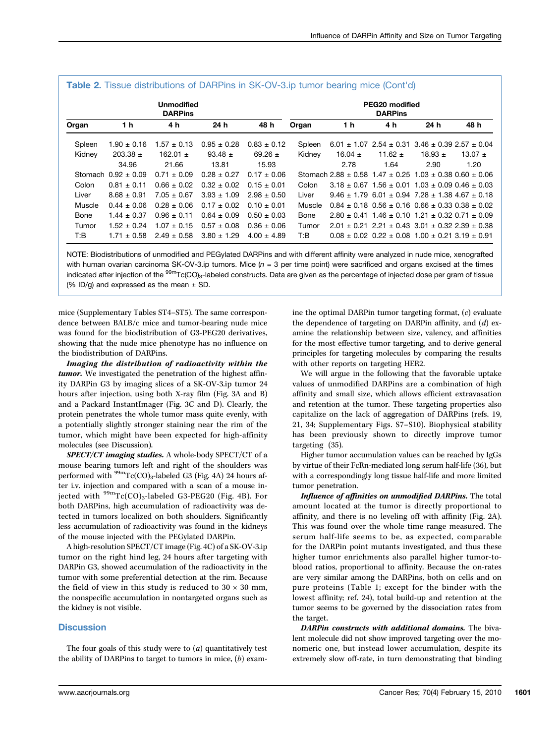**Table 2.** Tissue distributions of DARPins in SK-OV-3.ip tumor bearing mice (Cont'd)

| | Unmodified DARPins | | | | | PEG20 modified DARPins | | | |
|---|---|---|---|---|---|---|---|---|---|
| Organ | 1 h | 4 h | 24 h | 48 h | Organ | 1 h | 4 h | 24 h | 48 h |
| Spleen | 1.90 ± 0.16 | 1.57 ± 0.13 | 0.95 ± 0.28 | 0.83 ± 0.12 | Spleen | 6.01 ± 1.07 | 2.54 ± 0.31 | 3.46 ± 0.39 | 2.57 ± 0.04 |
| Kidney | 203.38 ± 34.96 | 162.01 ± 21.66 | 93.48 ± 13.81 | 69.26 ± 15.93 | Kidney | 16.04 ± 2.78 | 11.62 ± 1.64 | 18.93 ± 2.90 | 13.07 ± 1.20 |
| Stomach | 0.92 ± 0.09 | 0.71 ± 0.09 | 0.28 ± 0.27 | 0.17 ± 0.06 | Stomach | 2.88 ± 0.58 | 1.47 ± 0.25 | 1.03 ± 0.38 | 0.60 ± 0.06 |
| Colon | 0.81 ± 0.11 | 0.66 ± 0.02 | 0.32 ± 0.02 | 0.15 ± 0.01 | Colon | 3.18 ± 0.67 | 1.56 ± 0.01 | 1.03 ± 0.09 | 0.46 ± 0.03 |
| Liver | 8.68 ± 0.91 | 7.05 ± 0.67 | 3.93 ± 1.09 | 2.98 ± 0.50 | Liver | 9.46 ± 1.79 | 6.01 ± 0.94 | 7.28 ± 1.38 | 4.67 ± 0.18 |
| Muscle | 0.44 ± 0.06 | 0.28 ± 0.06 | 0.17 ± 0.02 | 0.10 ± 0.01 | Muscle | 0.84 ± 0.18 | 0.56 ± 0.16 | 0.66 ± 0.33 | 0.38 ± 0.02 |
| Bone | 1.44 ± 0.37 | 0.96 ± 0.11 | 0.64 ± 0.09 | 0.50 ± 0.03 | Bone | 2.80 ± 0.41 | 1.46 ± 0.10 | 1.21 ± 0.32 | 0.71 ± 0.09 |
| Tumor | 1.52 ± 0.24 | 1.07 ± 0.15 | 0.57 ± 0.08 | 0.36 ± 0.06 | Tumor | 2.01 ± 0.21 | 2.21 ± 0.43 | 3.01 ± 0.32 | 2.39 ± 0.38 |
| T:B | 1.71 ± 0.58 | 2.49 ± 0.58 | 3.80 ± 1.29 | 4.00 ± 4.89 | T:B | 0.08 ± 0.02 | 0.22 ± 0.08 | 1.00 ± 0.21 | 3.19 ± 0.91 |

NOTE: Biodistributions of unmodified and PEGylated DARPins and with different affinity were analyzed in nude mice, xenografted with human ovarian carcinoma SK-OV-3.ip tumors. Mice ($n$ = 3 per time point) were sacrificed and organs excised at the times indicated after injection of the $^{99m}Tc(CO)_3$-labeled constructs. Data are given as the percentage of injected dose per gram of tissue (% ID/g) and expressed as the mean ± SD.

mice (Supplementary Tables ST4–ST5). The same correspondence between BALB/c mice and tumor-bearing nude mice was found for the biodistribution of G3-PEG20 derivatives, showing that the nude mice phenotype has no influence on the biodistribution of DARPins.

***Imaging the distribution of radioactivity within the tumor.*** We investigated the penetration of the highest affinity DARPin G3 by imaging slices of a SK-OV-3.ip tumor 24 hours after injection, using both X-ray film (Fig. 3A and B) and a Packard InstantImager (Fig. 3C and D). Clearly, the protein penetrates the whole tumor mass quite evenly, with a potentially slightly stronger staining near the rim of the tumor, which might have been expected for high-affinity molecules (see Discussion).

***SPECT/CT imaging studies.*** A whole-body SPECT/CT of a mouse bearing tumors left and right of the shoulders was performed with $^{99m}Tc(CO)_3$-labeled G3 (Fig. 4A) 24 hours after i.v. injection and compared with a scan of a mouse injected with $^{99m}Tc(CO)_3$-labeled G3-PEG20 (Fig. 4B). For both DARPins, high accumulation of radioactivity was detected in tumors localized on both shoulders. Significantly less accumulation of radioactivity was found in the kidneys of the mouse injected with the PEGylated DARPin.

A high-resolution SPECT/CT image (Fig. 4C) of a SK-OV-3.ip tumor on the right hind leg, 24 hours after targeting with DARPin G3, showed accumulation of the radioactivity in the tumor with some preferential detection at the rim. Because the field of view in this study is reduced to 30 × 30 mm, the nonspecific accumulation in nontargeted organs such as the kidney is not visible.

## Discussion

The four goals of this study were to (*a*) quantitatively test the ability of DARPins to target to tumors in mice, (*b*) examine the optimal DARPin tumor targeting format, (*c*) evaluate the dependence of targeting on DARPin affinity, and (*d*) examine the relationship between size, valency, and affinities for the most effective tumor targeting, and to derive general principles for targeting molecules by comparing the results with other reports on targeting HER2.

We will argue in the following that the favorable uptake values of unmodified DARPins are a combination of high affinity and small size, which allows efficient extravasation and retention at the tumor. These targeting properties also capitalize on the lack of aggregation of DARPins (refs. 19, 21, 34; Supplementary Figs. S7–S10). Biophysical stability has been previously shown to directly improve tumor targeting (35).

Higher tumor accumulation values can be reached by IgGs by virtue of their FcRn-mediated long serum half-life (36), but with a correspondingly long tissue half-life and more limited tumor penetration.

***Influence of affinities on unmodified DARPins.*** The total amount located at the tumor is directly proportional to affinity, and there is no leveling off with affinity (Fig. 2A). This was found over the whole time range measured. The serum half-life seems to be, as expected, comparable for the DARPin point mutants investigated, and thus these higher tumor enrichments also parallel higher tumor-to-blood ratios, proportional to affinity. Because the on-rates are very similar among the DARPins, both on cells and on pure proteins (Table 1; except for the binder with the lowest affinity; ref. 24), total build-up and retention at the tumor seems to be governed by the dissociation rates from the target.

***DARPin constructs with additional domains.*** The bivalent molecule did not show improved targeting over the monomeric one, but instead lower accumulation, despite its extremely slow off-rate, in turn demonstrating that binding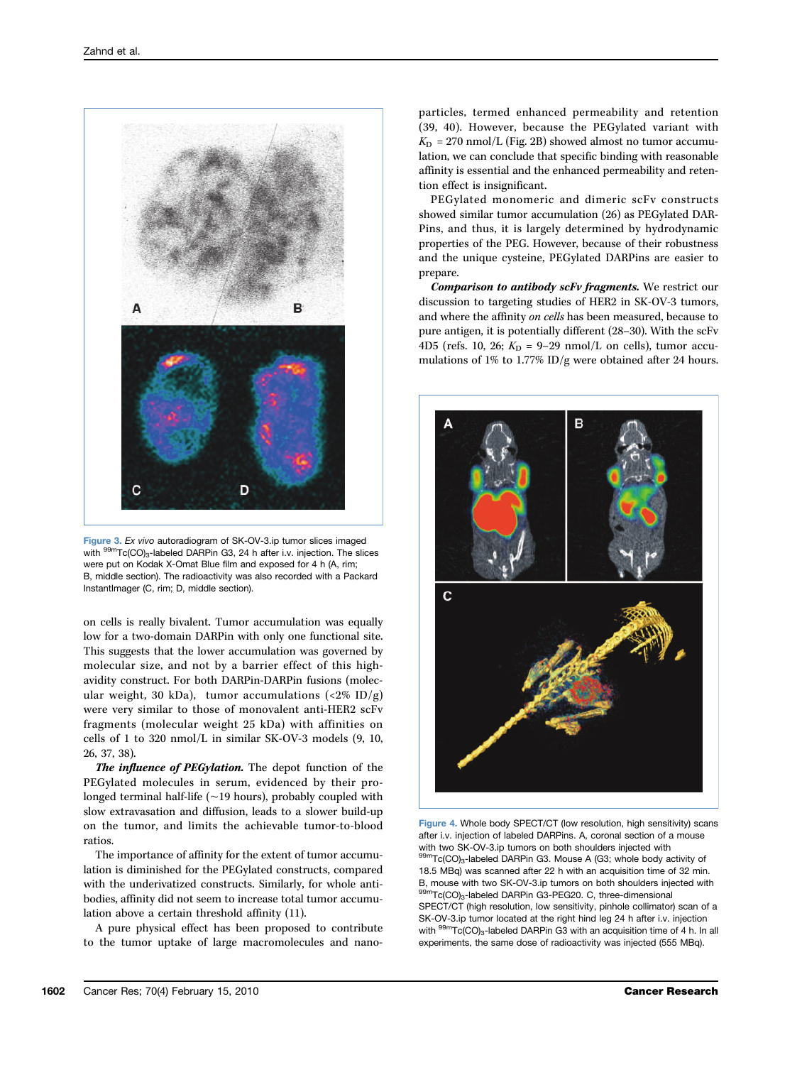Figure 3. *Ex vivo* autoradiogram of SK-OV-3.ip tumor slices imaged with $^{99m}Tc(CO)_3$-labeled DARPin G3, 24 h after i.v. injection. The slices were put on Kodak X-Omat Blue film and exposed for 4 h (A, rim; B, middle section). The radioactivity was also recorded with a Packard InstantImager (C, rim; D, middle section).

on cells is really bivalent. Tumor accumulation was equally low for a two-domain DARPin with only one functional site. This suggests that the lower accumulation was governed by molecular size, and not by a barrier effect of this high-avidity construct. For both DARPin-DARPin fusions (molecular weight, 30 kDa), tumor accumulations (<2% ID/g) were very similar to those of monovalent anti-HER2 scFv fragments (molecular weight 25 kDa) with affinities on cells of 1 to 320 nmol/L in similar SK-OV-3 models (9, 10, 26, 37, 38).

***The influence of PEGylation.*** The depot function of the PEGylated molecules in serum, evidenced by their prolonged terminal half-life (~19 hours), probably coupled with slow extravasation and diffusion, leads to a slower build-up on the tumor, and limits the achievable tumor-to-blood ratios.

The importance of affinity for the extent of tumor accumulation is diminished for the PEGylated constructs, compared with the underivatized constructs. Similarly, for whole antibodies, affinity did not seem to increase total tumor accumulation above a certain threshold affinity (11).

A pure physical effect has been proposed to contribute to the tumor uptake of large macromolecules and nanoparticles, termed enhanced permeability and retention (39, 40). However, because the PEGylated variant with $K_D$ = 270 nmol/L (Fig. 2B) showed almost no tumor accumulation, we can conclude that specific binding with reasonable affinity is essential and the enhanced permeability and retention effect is insignificant.

PEGylated monomeric and dimeric scFv constructs showed similar tumor accumulation (26) as PEGylated DARPins, and thus, it is largely determined by hydrodynamic properties of the PEG. However, because of their robustness and the unique cysteine, PEGylated DARPins are easier to prepare.

***Comparison to antibody scFv fragments.*** We restrict our discussion to targeting studies of HER2 in SK-OV-3 tumors, and where the affinity *on cells* has been measured, because to pure antigen, it is potentially different (28–30). With the scFv 4D5 (refs. 10, 26; $K_D$ = 9–29 nmol/L on cells), tumor accumulations of 1% to 1.77% ID/g were obtained after 24 hours.

Figure 4. Whole body SPECT/CT (low resolution, high sensitivity) scans after i.v. injection of labeled DARPins. A, coronal section of a mouse with two SK-OV-3.ip tumors on both shoulders injected with $^{99m}Tc(CO)_3$-labeled DARPin G3. Mouse A (G3; whole body activity of 18.5 MBq) was scanned after 22 h with an acquisition time of 32 min. B, mouse with two SK-OV-3.ip tumors on both shoulders injected with $^{99m}Tc(CO)_3$-labeled DARPin G3-PEG20. C, three-dimensional SPECT/CT (high resolution, low sensitivity, pinhole collimator) scan of a SK-OV-3.ip tumor located at the right hind leg 24 h after i.v. injection with $^{99m}Tc(CO)_3$-labeled DARPin G3 with an acquisition time of 4 h. In all experiments, the same dose of radioactivity was injected (555 MBq).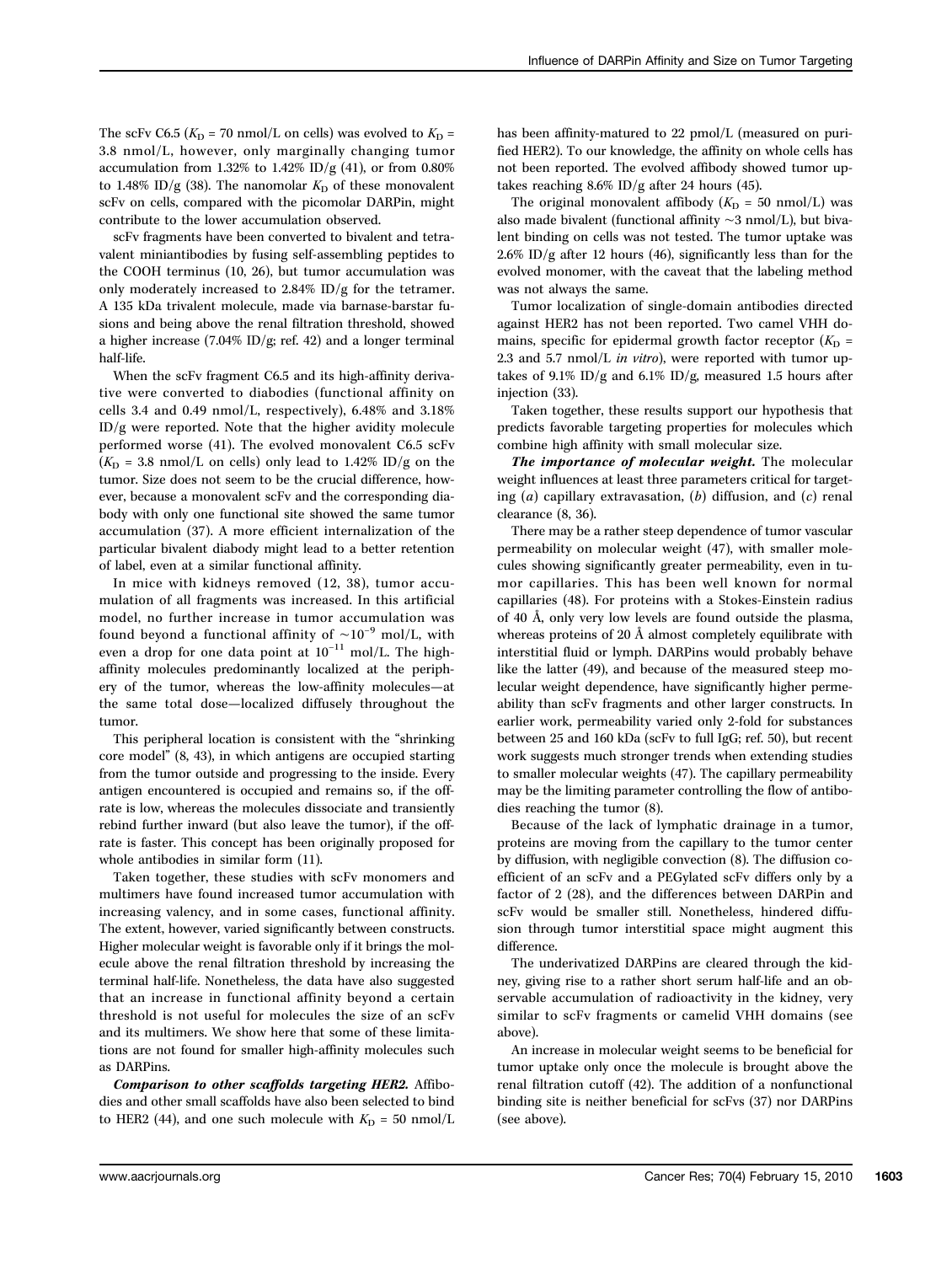The scFv C6.5 ($K_D$ = 70 nmol/L on cells) was evolved to $K_D$ = 3.8 nmol/L, however, only marginally changing tumor accumulation from 1.32% to 1.42% ID/g (41), or from 0.80% to 1.48% ID/g (38). The nanomolar $K_D$ of these monovalent scFv on cells, compared with the picomolar DARPin, might contribute to the lower accumulation observed.

scFv fragments have been converted to bivalent and tetravalent miniantibodies by fusing self-assembling peptides to the COOH terminus (10, 26), but tumor accumulation was only moderately increased to 2.84% ID/g for the tetramer. A 135 kDa trivalent molecule, made via barnase-barstar fusions and being above the renal filtration threshold, showed a higher increase (7.04% ID/g; ref. 42) and a longer terminal half-life.

When the scFv fragment C6.5 and its high-affinity derivative were converted to diabodies (functional affinity on cells 3.4 and 0.49 nmol/L, respectively), 6.48% and 3.18% ID/g were reported. Note that the higher avidity molecule performed worse (41). The evolved monovalent C6.5 scFv ($K_D$ = 3.8 nmol/L on cells) only lead to 1.42% ID/g on the tumor. Size does not seem to be the crucial difference, however, because a monovalent scFv and the corresponding diabody with only one functional site showed the same tumor accumulation (37). A more efficient internalization of the particular bivalent diabody might lead to a better retention of label, even at a similar functional affinity.

In mice with kidneys removed (12, 38), tumor accumulation of all fragments was increased. In this artificial model, no further increase in tumor accumulation was found beyond a functional affinity of $\sim 10^{-9}$ mol/L, with even a drop for one data point at $10^{-11}$ mol/L. The high-affinity molecules predominantly localized at the periphery of the tumor, whereas the low-affinity molecules—at the same total dose—localized diffusely throughout the tumor.

This peripheral location is consistent with the "shrinking core model" (8, 43), in which antigens are occupied starting from the tumor outside and progressing to the inside. Every antigen encountered is occupied and remains so, if the off-rate is low, whereas the molecules dissociate and transiently rebind further inward (but also leave the tumor), if the off-rate is faster. This concept has been originally proposed for whole antibodies in similar form (11).

Taken together, these studies with scFv monomers and multimers have found increased tumor accumulation with increasing valency, and in some cases, functional affinity. The extent, however, varied significantly between constructs. Higher molecular weight is favorable only if it brings the molecule above the renal filtration threshold by increasing the terminal half-life. Nonetheless, the data have also suggested that an increase in functional affinity beyond a certain threshold is not useful for molecules the size of an scFv and its multimers. We show here that some of these limitations are not found for smaller high-affinity molecules such as DARPins.

***Comparison to other scaffolds targeting HER2.*** Affibodies and other small scaffolds have also been selected to bind to HER2 (44), and one such molecule with $K_D$ = 50 nmol/L has been affinity-matured to 22 pmol/L (measured on purified HER2). To our knowledge, the affinity on whole cells has not been reported. The evolved affibody showed tumor uptakes reaching 8.6% ID/g after 24 hours (45).

The original monovalent affibody ($K_D$ = 50 nmol/L) was also made bivalent (functional affinity ~3 nmol/L), but bivalent binding on cells was not tested. The tumor uptake was 2.6% ID/g after 12 hours (46), significantly less than for the evolved monomer, with the caveat that the labeling method was not always the same.

Tumor localization of single-domain antibodies directed against HER2 has not been reported. Two camel VHH domains, specific for epidermal growth factor receptor ($K_D$ = 2.3 and 5.7 nmol/L *in vitro*), were reported with tumor uptakes of 9.1% ID/g and 6.1% ID/g, measured 1.5 hours after injection (33).

Taken together, these results support our hypothesis that predicts favorable targeting properties for molecules which combine high affinity with small molecular size.

***The importance of molecular weight.*** The molecular weight influences at least three parameters critical for targeting (*a*) capillary extravasation, (*b*) diffusion, and (*c*) renal clearance (8, 36).

There may be a rather steep dependence of tumor vascular permeability on molecular weight (47), with smaller molecules showing significantly greater permeability, even in tumor capillaries. This has been well known for normal capillaries (48). For proteins with a Stokes-Einstein radius of 40 Å, only very low levels are found outside the plasma, whereas proteins of 20 Å almost completely equilibrate with interstitial fluid or lymph. DARPins would probably behave like the latter (49), and because of the measured steep molecular weight dependence, have significantly higher permeability than scFv fragments and other larger constructs. In earlier work, permeability varied only 2-fold for substances between 25 and 160 kDa (scFv to full IgG; ref. 50), but recent work suggests much stronger trends when extending studies to smaller molecular weights (47). The capillary permeability may be the limiting parameter controlling the flow of antibodies reaching the tumor (8).

Because of the lack of lymphatic drainage in a tumor, proteins are moving from the capillary to the tumor center by diffusion, with negligible convection (8). The diffusion coefficient of an scFv and a PEGylated scFv differs only by a factor of 2 (28), and the differences between DARPin and scFv would be smaller still. Nonetheless, hindered diffusion through tumor interstitial space might augment this difference.

The underivatized DARPins are cleared through the kidney, giving rise to a rather short serum half-life and an observable accumulation of radioactivity in the kidney, very similar to scFv fragments or camelid VHH domains (see above).

An increase in molecular weight seems to be beneficial for tumor uptake only once the molecule is brought above the renal filtration cutoff (42). The addition of a nonfunctional binding site is neither beneficial for scFvs (37) nor DARPins (see above).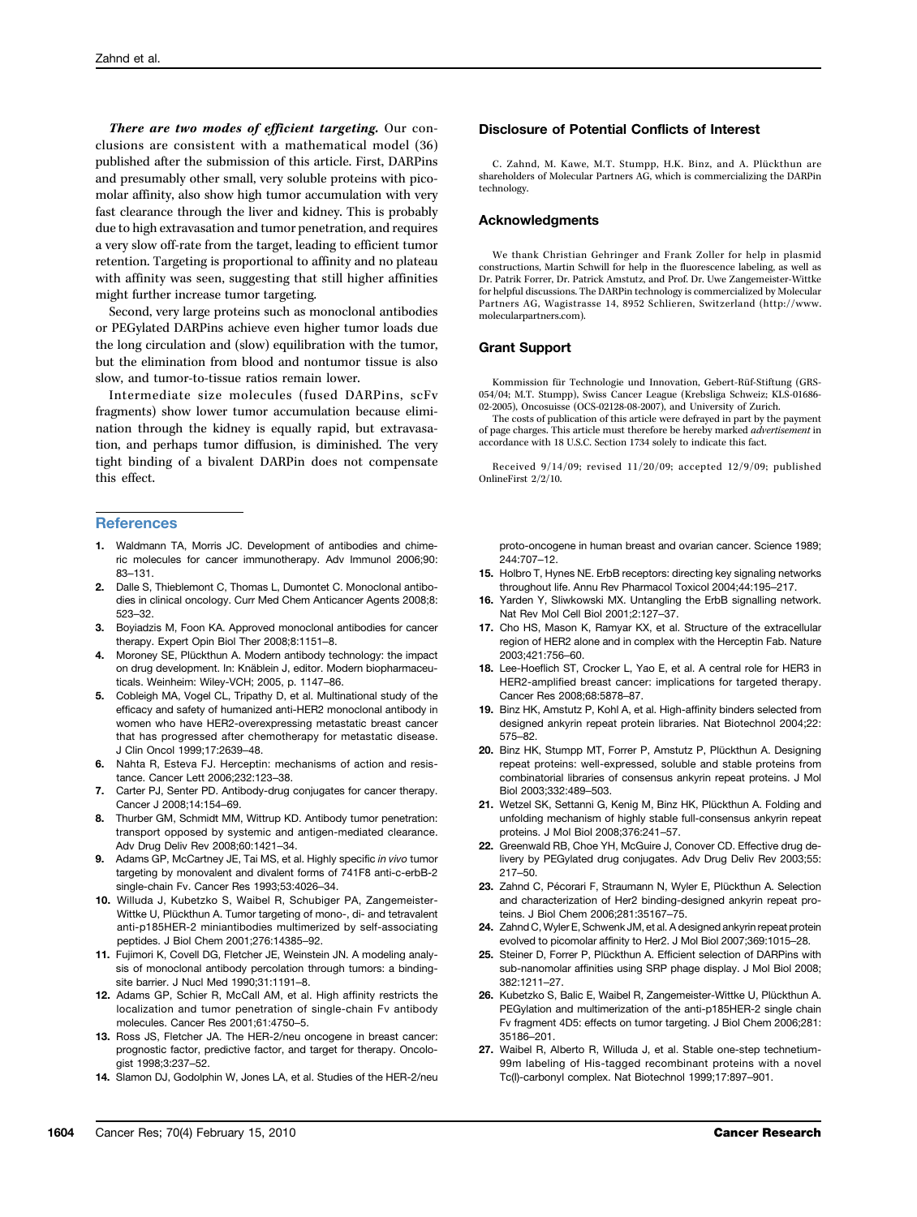***There are two modes of efficient targeting.*** Our conclusions are consistent with a mathematical model (36) published after the submission of this article. First, DARPins and presumably other small, very soluble proteins with picomolar affinity, also show high tumor accumulation with very fast clearance through the liver and kidney. This is probably due to high extravasation and tumor penetration, and requires a very slow off-rate from the target, leading to efficient tumor retention. Targeting is proportional to affinity and no plateau with affinity was seen, suggesting that still higher affinities might further increase tumor targeting.

Second, very large proteins such as monoclonal antibodies or PEGylated DARPins achieve even higher tumor loads due the long circulation and (slow) equilibration with the tumor, but the elimination from blood and nontumor tissue is also slow, and tumor-to-tissue ratios remain lower.

Intermediate size molecules (fused DARPins, scFv fragments) show lower tumor accumulation because elimination through the kidney is equally rapid, but extravasation, and perhaps tumor diffusion, is diminished. The very tight binding of a bivalent DARPin does not compensate this effect.

## Disclosure of Potential Conflicts of Interest

C. Zahnd, M. Kawe, M.T. Stumpp, H.K. Binz, and A. Plückthun are shareholders of Molecular Partners AG, which is commercializing the DARPin technology.

## Acknowledgments

We thank Christian Gehringer and Frank Zoller for help in plasmid constructions, Martin Schwill for help in the fluorescence labeling, as well as Dr. Patrik Forrer, Dr. Patrick Amstutz, and Prof. Dr. Uwe Zangemeister-Wittke for helpful discussions. The DARPin technology is commercialized by Molecular Partners AG, Wagistrasse 14, 8952 Schlieren, Switzerland (http://www.molecularpartners.com).

## Grant Support

Kommission für Technologie und Innovation, Gebert-Rüf-Stiftung (GRS-054/04; M.T. Stumpp), Swiss Cancer League (Krebsliga Schweiz; KLS-01686-02-2005), Oncosuisse (OCS-02128-08-2007), and University of Zurich.

The costs of publication of this article were defrayed in part by the payment of page charges. This article must therefore be hereby marked *advertisement* in accordance with 18 U.S.C. Section 1734 solely to indicate this fact.

Received 9/14/09; revised 11/20/09; accepted 12/9/09; published OnlineFirst 2/2/10.

## References

1. Waldmann TA, Morris JC. Development of antibodies and chimeric molecules for cancer immunotherapy. Adv Immunol 2006;90:83–131.
2. Dalle S, Thieblemont C, Thomas L, Dumontet C. Monoclonal antibodies in clinical oncology. Curr Med Chem Anticancer Agents 2008;8:523–32.
3. Boyiadzis M, Foon KA. Approved monoclonal antibodies for cancer therapy. Expert Opin Biol Ther 2008;8:1151–8.
4. Moroney SE, Plückthun A. Modern antibody technology: the impact on drug development. In: Knäblein J, editor. Modern biopharmaceuticals. Weinheim: Wiley-VCH; 2005, p. 1147–86.
5. Cobleigh MA, Vogel CL, Tripathy D, et al. Multinational study of the efficacy and safety of humanized anti-HER2 monoclonal antibody in women who have HER2-overexpressing metastatic breast cancer that has progressed after chemotherapy for metastatic disease. J Clin Oncol 1999;17:2639–48.
6. Nahta R, Esteva FJ. Herceptin: mechanisms of action and resistance. Cancer Lett 2006;232:123–38.
7. Carter PJ, Senter PD. Antibody-drug conjugates for cancer therapy. Cancer J 2008;14:154–69.
8. Thurber GM, Schmidt MM, Wittrup KD. Antibody tumor penetration: transport opposed by systemic and antigen-mediated clearance. Adv Drug Deliv Rev 2008;60:1421–34.
9. Adams GP, McCartney JE, Tai MS, et al. Highly specific *in vivo* tumor targeting by monovalent and divalent forms of 741F8 anti-c-erbB-2 single-chain Fv. Cancer Res 1993;53:4026–34.
10. Willuda J, Kubetzko S, Waibel R, Schubiger PA, Zangemeister-Wittke U, Plückthun A. Tumor targeting of mono-, di- and tetravalent anti-p185HER-2 miniantibodies multimerized by self-associating peptides. J Biol Chem 2001;276:14385–92.
11. Fujimori K, Covell DG, Fletcher JE, Weinstein JN. A modeling analysis of monoclonal antibody percolation through tumors: a binding-site barrier. J Nucl Med 1990;31:1191–8.
12. Adams GP, Schier R, McCall AM, et al. High affinity restricts the localization and tumor penetration of single-chain Fv antibody molecules. Cancer Res 2001;61:4750–5.
13. Ross JS, Fletcher JA. The HER-2/neu oncogene in breast cancer: prognostic factor, predictive factor, and target for therapy. Oncologist 1998;3:237–52.
14. Slamon DJ, Godolphin W, Jones LA, et al. Studies of the HER-2/neu proto-oncogene in human breast and ovarian cancer. Science 1989;244:707–12.
15. Holbro T, Hynes NE. ErbB receptors: directing key signaling networks throughout life. Annu Rev Pharmacol Toxicol 2004;44:195–217.
16. Yarden Y, Sliwkowski MX. Untangling the ErbB signalling network. Nat Rev Mol Cell Biol 2001;2:127–37.
17. Cho HS, Mason K, Ramyar KX, et al. Structure of the extracellular region of HER2 alone and in complex with the Herceptin Fab. Nature 2003;421:756–60.
18. Lee-Hoeflich ST, Crocker L, Yao E, et al. A central role for HER3 in HER2-amplified breast cancer: implications for targeted therapy. Cancer Res 2008;68:5878–87.
19. Binz HK, Amstutz P, Kohl A, et al. High-affinity binders selected from designed ankyrin repeat protein libraries. Nat Biotechnol 2004;22:575–82.
20. Binz HK, Stumpp MT, Forrer P, Amstutz P, Plückthun A. Designing repeat proteins: well-expressed, soluble and stable proteins from combinatorial libraries of consensus ankyrin repeat proteins. J Mol Biol 2003;332:489–503.
21. Wetzel SK, Settanni G, Kenig M, Binz HK, Plückthun A. Folding and unfolding mechanism of highly stable full-consensus ankyrin repeat proteins. J Mol Biol 2008;376:241–57.
22. Greenwald RB, Choe YH, McGuire J, Conover CD. Effective drug delivery by PEGylated drug conjugates. Adv Drug Deliv Rev 2003;55:217–50.
23. Zahnd C, Pécorari F, Straumann N, Wyler E, Plückthun A. Selection and characterization of Her2 binding-designed ankyrin repeat proteins. J Biol Chem 2006;281:35167–75.
24. Zahnd C, Wyler E, Schwenk JM, et al. A designed ankyrin repeat protein evolved to picomolar affinity to Her2. J Mol Biol 2007;369:1015–28.
25. Steiner D, Forrer P, Plückthun A. Efficient selection of DARPins with sub-nanomolar affinities using SRP phage display. J Mol Biol 2008;382:1211–27.
26. Kubetzko S, Balic E, Waibel R, Zangemeister-Wittke U, Plückthun A. PEGylation and multimerization of the anti-p185HER-2 single chain Fv fragment 4D5: effects on tumor targeting. J Biol Chem 2006;281:35186–201.
27. Waibel R, Alberto R, Willuda J, et al. Stable one-step technetium-99m labeling of His-tagged recombinant proteins with a novel Tc(I)-carbonyl complex. Nat Biotechnol 1999;17:897–901.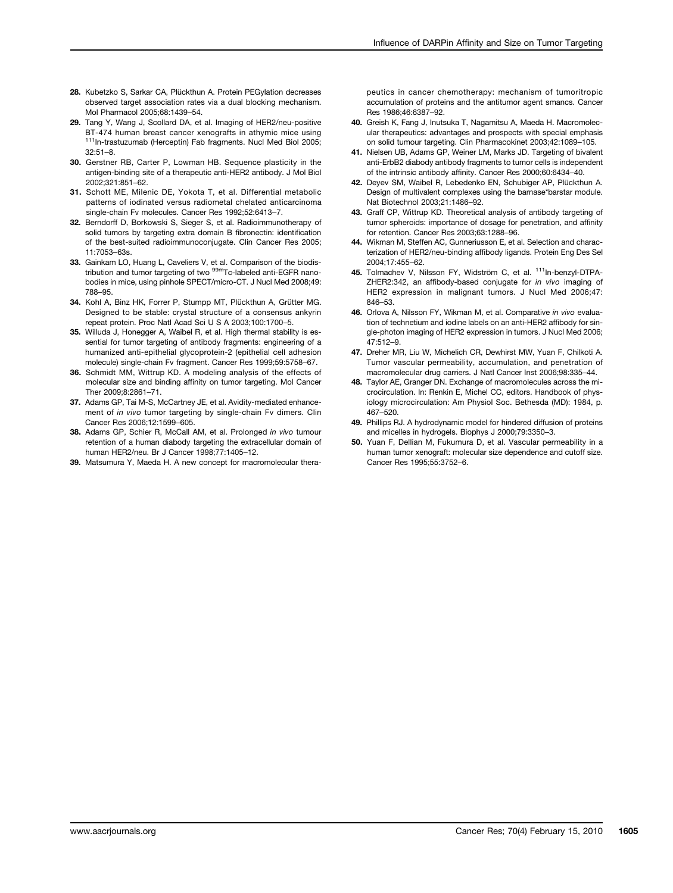28. Kubetzko S, Sarkar CA, Plückthun A. Protein PEGylation decreases observed target association rates via a dual blocking mechanism. Mol Pharmacol 2005;68:1439–54.
29. Tang Y, Wang J, Scollard DA, et al. Imaging of HER2/neu-positive BT-474 human breast cancer xenografts in athymic mice using $^{111}$In-trastuzumab (Herceptin) Fab fragments. Nucl Med Biol 2005; 32:51–8.
30. Gerstner RB, Carter P, Lowman HB. Sequence plasticity in the antigen-binding site of a therapeutic anti-HER2 antibody. J Mol Biol 2002;321:851–62.
31. Schott ME, Milenic DE, Yokota T, et al. Differential metabolic patterns of iodinated versus radiometal chelated anticarcinoma single-chain Fv molecules. Cancer Res 1992;52:6413–7.
32. Berndorff D, Borkowski S, Sieger S, et al. Radioimmunotherapy of solid tumors by targeting extra domain B fibronectin: identification of the best-suited radioimmunoconjugate. Clin Cancer Res 2005; 11:7053–63s.
33. Gainkam LO, Huang L, Caveliers V, et al. Comparison of the biodistribution and tumor targeting of two $^{99m}$Tc-labeled anti-EGFR nanobodies in mice, using pinhole SPECT/micro-CT. J Nucl Med 2008;49: 788–95.
34. Kohl A, Binz HK, Forrer P, Stumpp MT, Plückthun A, Grütter MG. Designed to be stable: crystal structure of a consensus ankyrin repeat protein. Proc Natl Acad Sci U S A 2003;100:1700–5.
35. Willuda J, Honegger A, Waibel R, et al. High thermal stability is essential for tumor targeting of antibody fragments: engineering of a humanized anti-epithelial glycoprotein-2 (epithelial cell adhesion molecule) single-chain Fv fragment. Cancer Res 1999;59:5758–67.
36. Schmidt MM, Wittrup KD. A modeling analysis of the effects of molecular size and binding affinity on tumor targeting. Mol Cancer Ther 2009;8:2861–71.
37. Adams GP, Tai M-S, McCartney JE, et al. Avidity-mediated enhancement of *in vivo* tumor targeting by single-chain Fv dimers. Clin Cancer Res 2006;12:1599–605.
38. Adams GP, Schier R, McCall AM, et al. Prolonged *in vivo* tumour retention of a human diabody targeting the extracellular domain of human HER2/neu. Br J Cancer 1998;77:1405–12.
39. Matsumura Y, Maeda H. A new concept for macromolecular therapeutics in cancer chemotherapy: mechanism of tumoritropic accumulation of proteins and the antitumor agent smancs. Cancer Res 1986;46:6387–92.
40. Greish K, Fang J, Inutsuka T, Nagamitsu A, Maeda H. Macromolecular therapeutics: advantages and prospects with special emphasis on solid tumour targeting. Clin Pharmacokinet 2003;42:1089–105.
41. Nielsen UB, Adams GP, Weiner LM, Marks JD. Targeting of bivalent anti-ErbB2 diabody antibody fragments to tumor cells is independent of the intrinsic antibody affinity. Cancer Res 2000;60:6434–40.
42. Deyev SM, Waibel R, Lebedenko EN, Schubiger AP, Plückthun A. Design of multivalent complexes using the barnase*barstar module. Nat Biotechnol 2003;21:1486–92.
43. Graff CP, Wittrup KD. Theoretical analysis of antibody targeting of tumor spheroids: importance of dosage for penetration, and affinity for retention. Cancer Res 2003;63:1288–96.
44. Wikman M, Steffen AC, Gunneriusson E, et al. Selection and characterization of HER2/neu-binding affibody ligands. Protein Eng Des Sel 2004;17:455–62.
45. Tolmachev V, Nilsson FY, Widström C, et al. $^{111}$In-benzyl-DTPA-ZHER2:342, an affibody-based conjugate for *in vivo* imaging of HER2 expression in malignant tumors. J Nucl Med 2006;47: 846–53.
46. Orlova A, Nilsson FY, Wikman M, et al. Comparative *in vivo* evaluation of technetium and iodine labels on an anti-HER2 affibody for single-photon imaging of HER2 expression in tumors. J Nucl Med 2006; 47:512–9.
47. Dreher MR, Liu W, Michelich CR, Dewhirst MW, Yuan F, Chilkoti A. Tumor vascular permeability, accumulation, and penetration of macromolecular drug carriers. J Natl Cancer Inst 2006;98:335–44.
48. Taylor AE, Granger DN. Exchange of macromolecules across the microcirculation. In: Renkin E, Michel CC, editors. Handbook of physiology microcirculation: Am Physiol Soc. Bethesda (MD): 1984, p. 467–520.
49. Phillips RJ. A hydrodynamic model for hindered diffusion of proteins and micelles in hydrogels. Biophys J 2000;79:3350–3.
50. Yuan F, Dellian M, Fukumura D, et al. Vascular permeability in a human tumor xenograft: molecular size dependence and cutoff size. Cancer Res 1995;55:3752–6.